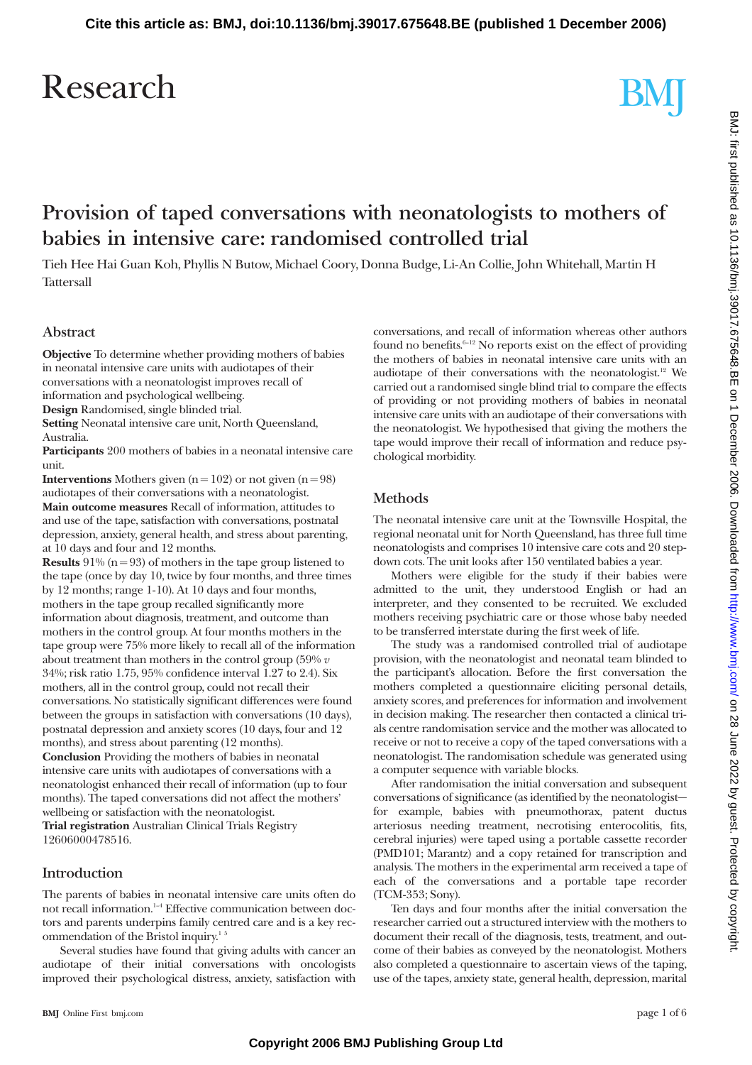# Provision of taped conversations with neonatologists to mothers of babies in intensive care: randomised controlled trial

Tieh Hee Hai Guan Koh, Phyllis N Butow, Michael Coory, Donna Budge, Li-An Collie, John Whitehall, Martin H Tattersall

## Abstract

**Objective** To determine whether providing mothers of babies in neonatal intensive care units with audiotapes of their conversations with a neonatologist improves recall of information and psychological wellbeing.

**Design** Randomised, single blinded trial.

**Setting** Neonatal intensive care unit, North Queensland, Australia.

**Participants** 200 mothers of babies in a neonatal intensive care unit.

**Interventions** Mothers given (n=102) or not given (n=98) audiotapes of their conversations with a neonatologist.

**Main outcome measures** Recall of information, attitudes to and use of the tape, satisfaction with conversations, postnatal depression, anxiety, general health, and stress about parenting, at 10 days and four and 12 months.

**Results** 91% (n=93) of mothers in the tape group listened to the tape (once by day 10, twice by four months, and three times by 12 months; range 1-10). At 10 days and four months, mothers in the tape group recalled significantly more information about diagnosis, treatment, and outcome than mothers in the control group. At four months mothers in the tape group were 75% more likely to recall all of the information about treatment than mothers in the control group (59% *v* 34%; risk ratio 1.75, 95% confidence interval 1.27 to 2.4). Six mothers, all in the control group, could not recall their conversations. No statistically significant differences were found between the groups in satisfaction with conversations (10 days), postnatal depression and anxiety scores (10 days, four and 12 months), and stress about parenting (12 months).

**Conclusion** Providing the mothers of babies in neonatal intensive care units with audiotapes of conversations with a neonatologist enhanced their recall of information (up to four months). The taped conversations did not affect the mothers' wellbeing or satisfaction with the neonatologist.

**Trial registration** Australian Clinical Trials Registry 12606000478516.

## Introduction

The parents of babies in neonatal intensive care units often do not recall information.[1–4] Effective communication between doctors and parents underpins family centred care and is a key recommendation of the Bristol inquiry.[1 5]

Several studies have found that giving adults with cancer an audiotape of their initial conversations with oncologists improved their psychological distress, anxiety, satisfaction with conversations, and recall of information whereas other authors found no benefits.[6–12] No reports exist on the effect of providing the mothers of babies in neonatal intensive care units with an audiotape of their conversations with the neonatologist.[12] We carried out a randomised single blind trial to compare the effects of providing or not providing mothers of babies in neonatal intensive care units with an audiotape of their conversations with the neonatologist. We hypothesised that giving the mothers the tape would improve their recall of information and reduce psychological morbidity.

## Methods

The neonatal intensive care unit at the Townsville Hospital, the regional neonatal unit for North Queensland, has three full time neonatologists and comprises 10 intensive care cots and 20 step-down cots. The unit looks after 150 ventilated babies a year.

Mothers were eligible for the study if their babies were admitted to the unit, they understood English or had an interpreter, and they consented to be recruited. We excluded mothers receiving psychiatric care or those whose baby needed to be transferred interstate during the first week of life.

The study was a randomised controlled trial of audiotape provision, with the neonatologist and neonatal team blinded to the participant's allocation. Before the first conversation the mothers completed a questionnaire eliciting personal details, anxiety scores, and preferences for information and involvement in decision making. The researcher then contacted a clinical trials centre randomisation service and the mother was allocated to receive or not to receive a copy of the taped conversations with a neonatologist. The randomisation schedule was generated using a computer sequence with variable blocks.

After randomisation the initial conversation and subsequent conversations of significance (as identified by the neonatologist—for example, babies with pneumothorax, patent ductus arteriosus needing treatment, necrotising enterocolitis, fits, cerebral injuries) were taped using a portable cassette recorder (PMD101; Marantz) and a copy retained for transcription and analysis. The mothers in the experimental arm received a tape of each of the conversations and a portable tape recorder (TCM-353; Sony).

Ten days and four months after the initial conversation the researcher carried out a structured interview with the mothers to document their recall of the diagnosis, tests, treatment, and outcome of their babies as conveyed by the neonatologist. Mothers also completed a questionnaire to ascertain views of the taping, use of the tapes, anxiety state, general health, depression, marital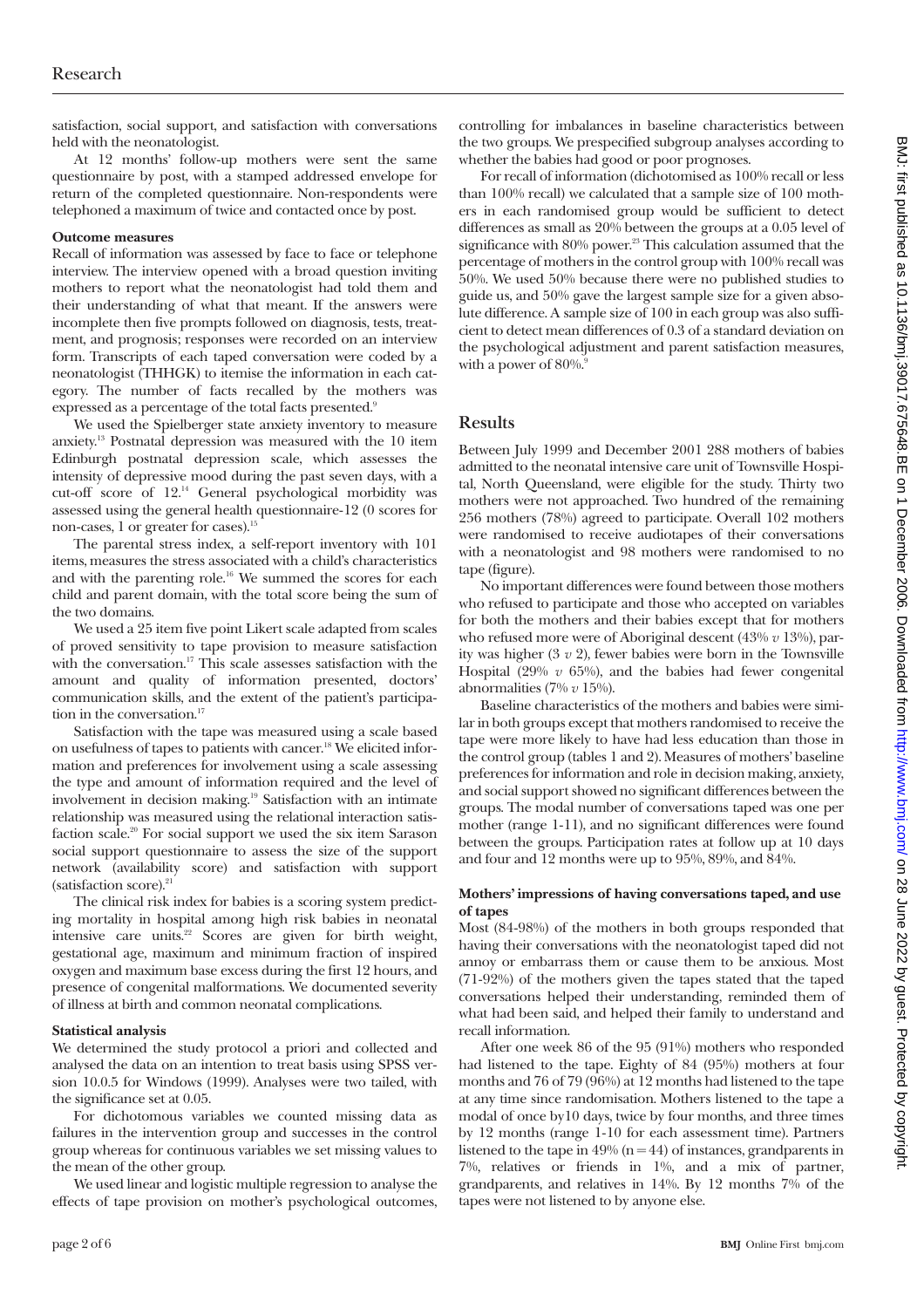satisfaction, social support, and satisfaction with conversations held with the neonatologist.

At 12 months' follow-up mothers were sent the same questionnaire by post, with a stamped addressed envelope for return of the completed questionnaire. Non-respondents were telephoned a maximum of twice and contacted once by post.

#### Outcome measures

Recall of information was assessed by face to face or telephone interview. The interview opened with a broad question inviting mothers to report what the neonatologist had told them and their understanding of what that meant. If the answers were incomplete then five prompts followed on diagnosis, tests, treatment, and prognosis; responses were recorded on an interview form. Transcripts of each taped conversation were coded by a neonatologist (THHGK) to itemise the information in each category. The number of facts recalled by the mothers was expressed as a percentage of the total facts presented.[9]

We used the Spielberger state anxiety inventory to measure anxiety.[13] Postnatal depression was measured with the 10 item Edinburgh postnatal depression scale, which assesses the intensity of depressive mood during the past seven days, with a cut-off score of 12.[14] General psychological morbidity was assessed using the general health questionnaire-12 (0 scores for non-cases, 1 or greater for cases).[15]

The parental stress index, a self-report inventory with 101 items, measures the stress associated with a child's characteristics and with the parenting role.[16] We summed the scores for each child and parent domain, with the total score being the sum of the two domains.

We used a 25 item five point Likert scale adapted from scales of proved sensitivity to tape provision to measure satisfaction with the conversation.[17] This scale assesses satisfaction with the amount and quality of information presented, doctors' communication skills, and the extent of the patient's participation in the conversation.[17]

Satisfaction with the tape was measured using a scale based on usefulness of tapes to patients with cancer.[18] We elicited information and preferences for involvement using a scale assessing the type and amount of information required and the level of involvement in decision making.[19] Satisfaction with an intimate relationship was measured using the relational interaction satisfaction scale.[20] For social support we used the six item Sarason social support questionnaire to assess the size of the support network (availability score) and satisfaction with support (satisfaction score).[21]

The clinical risk index for babies is a scoring system predicting mortality in hospital among high risk babies in neonatal intensive care units.[22] Scores are given for birth weight, gestational age, maximum and minimum fraction of inspired oxygen and maximum base excess during the first 12 hours, and presence of congenital malformations. We documented severity of illness at birth and common neonatal complications.

#### Statistical analysis

We determined the study protocol a priori and collected and analysed the data on an intention to treat basis using SPSS version 10.0.5 for Windows (1999). Analyses were two tailed, with the significance set at 0.05.

For dichotomous variables we counted missing data as failures in the intervention group and successes in the control group whereas for continuous variables we set missing values to the mean of the other group.

We used linear and logistic multiple regression to analyse the effects of tape provision on mother's psychological outcomes, controlling for imbalances in baseline characteristics between the two groups. We prespecified subgroup analyses according to whether the babies had good or poor prognoses.

For recall of information (dichotomised as 100% recall or less than 100% recall) we calculated that a sample size of 100 mothers in each randomised group would be sufficient to detect differences as small as 20% between the groups at a 0.05 level of significance with 80% power.[23] This calculation assumed that the percentage of mothers in the control group with 100% recall was 50%. We used 50% because there were no published studies to guide us, and 50% gave the largest sample size for a given absolute difference. A sample size of 100 in each group was also sufficient to detect mean differences of 0.3 of a standard deviation on the psychological adjustment and parent satisfaction measures, with a power of 80%.[9]

## Results

Between July 1999 and December 2001 288 mothers of babies admitted to the neonatal intensive care unit of Townsville Hospital, North Queensland, were eligible for the study. Thirty two mothers were not approached. Two hundred of the remaining 256 mothers (78%) agreed to participate. Overall 102 mothers were randomised to receive audiotapes of their conversations with a neonatologist and 98 mothers were randomised to no tape (figure).

No important differences were found between those mothers who refused to participate and those who accepted on variables for both the mothers and their babies except that for mothers who refused more were of Aboriginal descent (43% *v* 13%), parity was higher (3 *v* 2), fewer babies were born in the Townsville Hospital (29% *v* 65%), and the babies had fewer congenital abnormalities (7% *v* 15%).

Baseline characteristics of the mothers and babies were similar in both groups except that mothers randomised to receive the tape were more likely to have had less education than those in the control group (tables 1 and 2). Measures of mothers' baseline preferences for information and role in decision making, anxiety, and social support showed no significant differences between the groups. The modal number of conversations taped was one per mother (range 1-11), and no significant differences were found between the groups. Participation rates at follow up at 10 days and four and 12 months were up to 95%, 89%, and 84%.

#### Mothers' impressions of having conversations taped, and use of tapes

Most (84-98%) of the mothers in both groups responded that having their conversations with the neonatologist taped did not annoy or embarrass them or cause them to be anxious. Most (71-92%) of the mothers given the tapes stated that the taped conversations helped their understanding, reminded them of what had been said, and helped their family to understand and recall information.

After one week 86 of the 95 (91%) mothers who responded had listened to the tape. Eighty of 84 (95%) mothers at four months and 76 of 79 (96%) at 12 months had listened to the tape at any time since randomisation. Mothers listened to the tape a modal of once by10 days, twice by four months, and three times by 12 months (range 1-10 for each assessment time). Partners listened to the tape in 49% (n=44) of instances, grandparents in 7%, relatives or friends in 1%, and a mix of partner, grandparents, and relatives in 14%. By 12 months 7% of the tapes were not listened to by anyone else.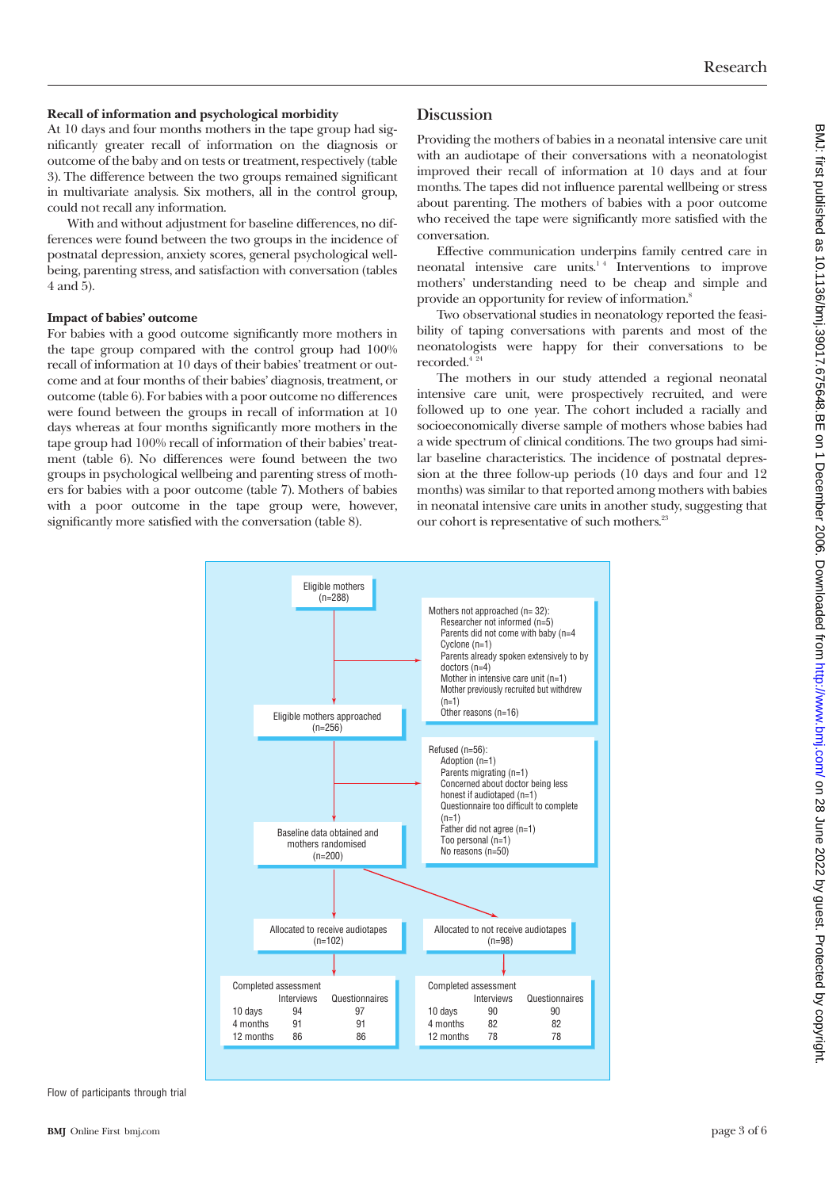### Recall of information and psychological morbidity

At 10 days and four months mothers in the tape group had significantly greater recall of information on the diagnosis or outcome of the baby and on tests or treatment, respectively (table 3). The difference between the two groups remained significant in multivariate analysis. Six mothers, all in the control group, could not recall any information.

With and without adjustment for baseline differences, no differences were found between the two groups in the incidence of postnatal depression, anxiety scores, general psychological wellbeing, parenting stress, and satisfaction with conversation (tables 4 and 5).

### Impact of babies' outcome

For babies with a good outcome significantly more mothers in the tape group compared with the control group had 100% recall of information at 10 days of their babies' treatment or outcome and at four months of their babies' diagnosis, treatment, or outcome (table 6). For babies with a poor outcome no differences were found between the groups in recall of information at 10 days whereas at four months significantly more mothers in the tape group had 100% recall of information of their babies' treatment (table 6). No differences were found between the two groups in psychological wellbeing and parenting stress of mothers for babies with a poor outcome (table 7). Mothers of babies with a poor outcome in the tape group were, however, significantly more satisfied with the conversation (table 8).

## Discussion

Providing the mothers of babies in a neonatal intensive care unit with an audiotape of their conversations with a neonatologist improved their recall of information at 10 days and at four months. The tapes did not influence parental wellbeing or stress about parenting. The mothers of babies with a poor outcome who received the tape were significantly more satisfied with the conversation.

Effective communication underpins family centred care in neonatal intensive care units.[1 4] Interventions to improve mothers' understanding need to be cheap and simple and provide an opportunity for review of information.[8]

Two observational studies in neonatology reported the feasibility of taping conversations with parents and most of the neonatologists were happy for their conversations to be recorded.[4 24]

The mothers in our study attended a regional neonatal intensive care unit, were prospectively recruited, and were followed up to one year. The cohort included a racially and socioeconomically diverse sample of mothers whose babies had a wide spectrum of clinical conditions. The two groups had similar baseline characteristics. The incidence of postnatal depression at the three follow-up periods (10 days and four and 12 months) was similar to that reported among mothers with babies in neonatal intensive care units in another study, suggesting that our cohort is representative of such mothers.[23]

Eligible mothers (n=288)

→ Mothers not approached (n= 32):
- Researcher not informed (n=5)
- Parents did not come with baby (n=4
- Cyclone (n=1)
- Parents already spoken extensively to by doctors (n=4)
- Mother in intensive care unit (n=1)
- Mother previously recruited but withdrew (n=1)
- Other reasons (n=16)

Eligible mothers approached (n=256)

→ Refused (n=56):
- Adoption (n=1)
- Parents migrating (n=1)
- Concerned about doctor being less honest if audiotaped (n=1)
- Questionnaire too difficult to complete (n=1)
- Father did not agree (n=1)
- Too personal (n=1)
- No reasons (n=50)

Baseline data obtained and mothers randomised (n=200)

Allocated to receive audiotapes (n=102)

| Completed assessment | Interviews | Questionnaires |
|---|---|---|
| 10 days | 94 | 97 |
| 4 months | 91 | 91 |
| 12 months | 86 | 86 |

Allocated to not receive audiotapes (n=98)

| Completed assessment | Interviews | Questionnaires |
|---|---|---|
| 10 days | 90 | 90 |
| 4 months | 82 | 82 |
| 12 months | 78 | 78 |

Flow of participants through trial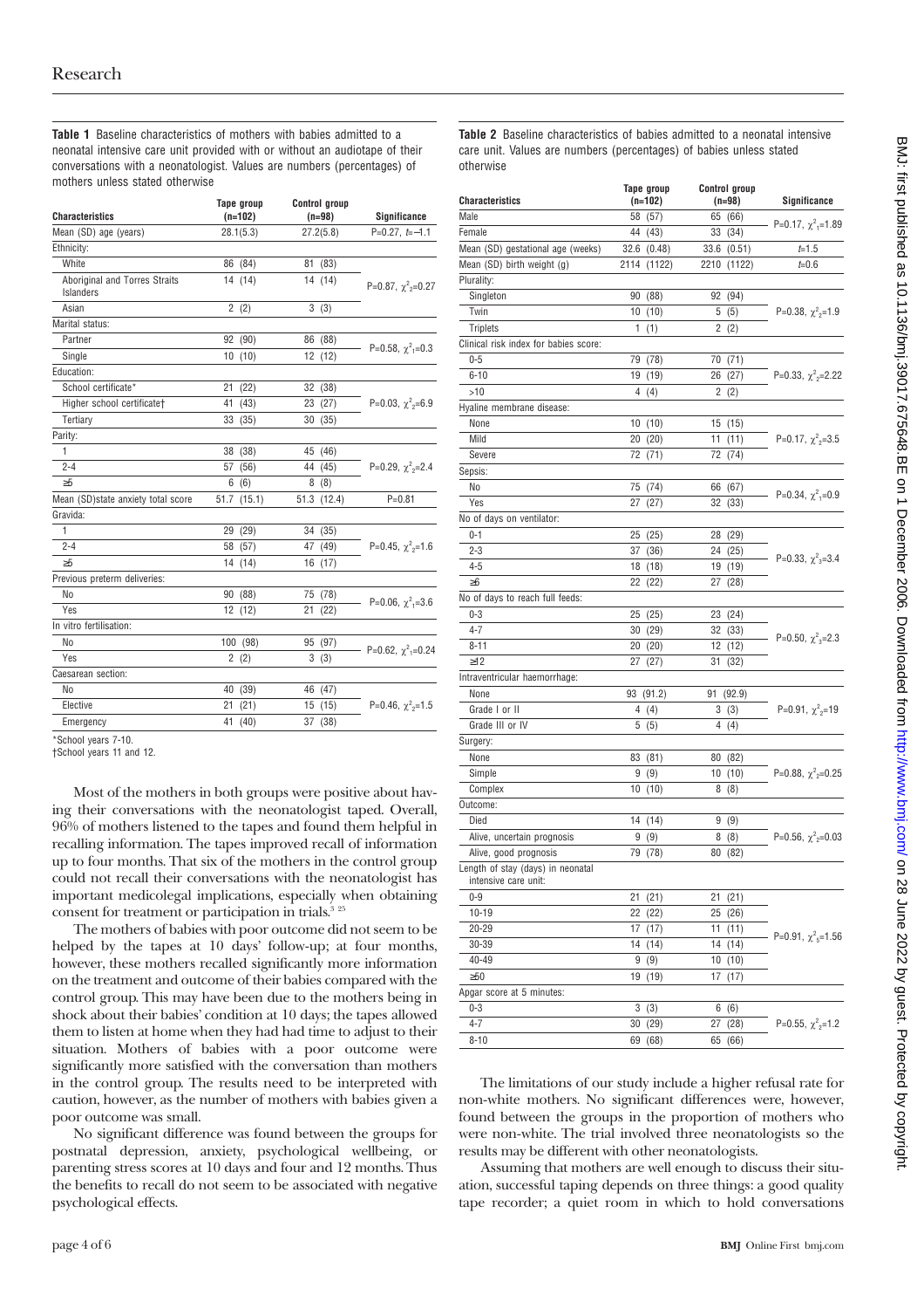**Table 1** Baseline characteristics of mothers with babies admitted to a neonatal intensive care unit provided with or without an audiotape of their conversations with a neonatologist. Values are numbers (percentages) of mothers unless stated otherwise

| Characteristics | Tape group (n=102) | Control group (n=98) | Significance |
|---|---|---|---|
| Mean (SD) age (years) | 28.1(5.3) | 27.2(5.8) | P=0.27, t=−1.1 |
| Ethnicity: | | | |
| White | 86 (84) | 81 (83) | P=0.87, $\chi^2_2$=0.27 |
| Aboriginal and Torres Straits Islanders | 14 (14) | 14 (14) | |
| Asian | 2 (2) | 3 (3) | |
| Marital status: | | | |
| Partner | 92 (90) | 86 (88) | P=0.58, $\chi^2_1$=0.3 |
| Single | 10 (10) | 12 (12) | |
| Education: | | | |
| School certificate* | 21 (22) | 32 (38) | P=0.03, $\chi^2_2$=6.9 |
| Higher school certificate† | 41 (43) | 23 (27) | |
| Tertiary | 33 (35) | 30 (35) | |
| Parity: | | | |
| 1 | 38 (38) | 45 (46) | P=0.29, $\chi^2_2$=2.4 |
| 2-4 | 57 (56) | 44 (45) | |
| ≥5 | 6 (6) | 8 (8) | |
| Mean (SD)state anxiety total score | 51.7 (15.1) | 51.3 (12.4) | P=0.81 |
| Gravida: | | | |
| 1 | 29 (29) | 34 (35) | P=0.45, $\chi^2_2$=1.6 |
| 2-4 | 58 (57) | 47 (49) | |
| ≥5 | 14 (14) | 16 (17) | |
| Previous preterm deliveries: | | | |
| No | 90 (88) | 75 (78) | P=0.06, $\chi^2_1$=3.6 |
| Yes | 12 (12) | 21 (22) | |
| In vitro fertilisation: | | | |
| No | 100 (98) | 95 (97) | P=0.62, $\chi^2_1$=0.24 |
| Yes | 2 (2) | 3 (3) | |
| Caesarean section: | | | |
| No | 40 (39) | 46 (47) | P=0.46, $\chi^2_2$=1.5 |
| Elective | 21 (21) | 15 (15) | |
| Emergency | 41 (40) | 37 (38) | |

*School years 7-10.
†School years 11 and 12.

Most of the mothers in both groups were positive about having their conversations with the neonatologist taped. Overall, 96% of mothers listened to the tapes and found them helpful in recalling information. The tapes improved recall of information up to four months. That six of the mothers in the control group could not recall their conversations with the neonatologist has important medicolegal implications, especially when obtaining consent for treatment or participation in trials.[3 25]

The mothers of babies with poor outcome did not seem to be helped by the tapes at 10 days' follow-up; at four months, however, these mothers recalled significantly more information on the treatment and outcome of their babies compared with the control group. This may have been due to the mothers being in shock about their babies' condition at 10 days; the tapes allowed them to listen at home when they had had time to adjust to their situation. Mothers of babies with a poor outcome were significantly more satisfied with the conversation than mothers in the control group. The results need to be interpreted with caution, however, as the number of mothers with babies given a poor outcome was small.

No significant difference was found between the groups for postnatal depression, anxiety, psychological wellbeing, or parenting stress scores at 10 days and four and 12 months. Thus the benefits to recall do not seem to be associated with negative psychological effects.

**Table 2** Baseline characteristics of babies admitted to a neonatal intensive care unit. Values are numbers (percentages) of babies unless stated otherwise

| Characteristics | Tape group (n=102) | Control group (n=98) | Significance |
|---|---|---|---|
| Male | 58 (57) | 65 (66) | P=0.17, $\chi^2_1$=1.89 |
| Female | 44 (43) | 33 (34) | |
| Mean (SD) gestational age (weeks) | 32.6 (0.48) | 33.6 (0.51) | t=1.5 |
| Mean (SD) birth weight (g) | 2114 (1122) | 2210 (1122) | t=0.6 |
| Plurality: | | | |
| Singleton | 90 (88) | 92 (94) | P=0.38, $\chi^2_2$=1.9 |
| Twin | 10 (10) | 5 (5) | |
| Triplets | 1 (1) | 2 (2) | |
| Clinical risk index for babies score: | | | |
| 0-5 | 79 (78) | 70 (71) | P=0.33, $\chi^2_2$=2.22 |
| 6-10 | 19 (19) | 26 (27) | |
| >10 | 4 (4) | 2 (2) | |
| Hyaline membrane disease: | | | |
| None | 10 (10) | 15 (15) | P=0.17, $\chi^2_2$=3.5 |
| Mild | 20 (20) | 11 (11) | |
| Severe | 72 (71) | 72 (74) | |
| Sepsis: | | | |
| No | 75 (74) | 66 (67) | P=0.34, $\chi^2_1$=0.9 |
| Yes | 27 (27) | 32 (33) | |
| No of days on ventilator: | | | |
| 0-1 | 25 (25) | 28 (29) | P=0.33, $\chi^2_3$=3.4 |
| 2-3 | 37 (36) | 24 (25) | |
| 4-5 | 18 (18) | 19 (19) | |
| ≥6 | 22 (22) | 27 (28) | |
| No of days to reach full feeds: | | | |
| 0-3 | 25 (25) | 23 (24) | P=0.50, $\chi^2_3$=2.3 |
| 4-7 | 30 (29) | 32 (33) | |
| 8-11 | 20 (20) | 12 (12) | |
| ≥12 | 27 (27) | 31 (32) | |
| Intraventricular haemorrhage: | | | |
| None | 93 (91.2) | 91 (92.9) | P=0.91, $\chi^2_2$=19 |
| Grade I or II | 4 (4) | 3 (3) | |
| Grade III or IV | 5 (5) | 4 (4) | |
| Surgery: | | | |
| None | 83 (81) | 80 (82) | P=0.88, $\chi^2_2$=0.25 |
| Simple | 9 (9) | 10 (10) | |
| Complex | 10 (10) | 8 (8) | |
| Outcome: | | | |
| Died | 14 (14) | 9 (9) | P=0.56, $\chi^2_2$=0.03 |
| Alive, uncertain prognosis | 9 (9) | 8 (8) | |
| Alive, good prognosis | 79 (78) | 80 (82) | |
| Length of stay (days) in neonatal intensive care unit: | | | |
| 0-9 | 21 (21) | 21 (21) | P=0.91, $\chi^2_5$=1.56 |
| 10-19 | 22 (22) | 25 (26) | |
| 20-29 | 17 (17) | 11 (11) | |
| 30-39 | 14 (14) | 14 (14) | |
| 40-49 | 9 (9) | 10 (10) | |
| ≥50 | 19 (19) | 17 (17) | |
| Apgar score at 5 minutes: | | | |
| 0-3 | 3 (3) | 6 (6) | P=0.55, $\chi^2_2$=1.2 |
| 4-7 | 30 (29) | 27 (28) | |
| 8-10 | 69 (68) | 65 (66) | |

The limitations of our study include a higher refusal rate for non-white mothers. No significant differences were, however, found between the groups in the proportion of mothers who were non-white. The trial involved three neonatologists so the results may be different with other neonatologists.

Assuming that mothers are well enough to discuss their situation, successful taping depends on three things: a good quality tape recorder; a quiet room in which to hold conversations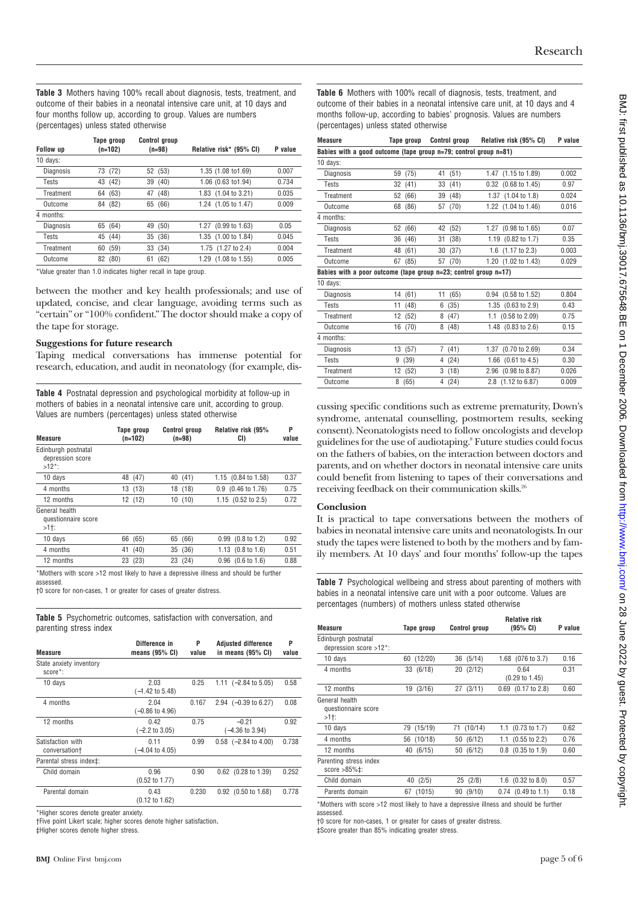**Table 3** Mothers having 100% recall about diagnosis, tests, treatment, and outcome of their babies in a neonatal intensive care unit, at 10 days and four months follow up, according to group. Values are numbers (percentages) unless stated otherwise

| Follow up | Tape group (n=102) | Control group (n=98) | Relative risk* (95% CI) | P value |
|---|---|---|---|---|
| 10 days: | | | | |
| Diagnosis | 73 (72) | 52 (53) | 1.35 (1.08 to1.69) | 0.007 |
| Tests | 43 (42) | 39 (40) | 1.06 (0.63 to1.94) | 0.734 |
| Treatment | 64 (63) | 47 (48) | 1.83 (1.04 to 3.21) | 0.035 |
| Outcome | 84 (82) | 65 (66) | 1.24 (1.05 to 1.47) | 0.009 |
| 4 months: | | | | |
| Diagnosis | 65 (64) | 49 (50) | 1.27 (0.99 to 1.63) | 0.05 |
| Tests | 45 (44) | 35 (36) | 1.35 (1.00 to 1.84) | 0.045 |
| Treatment | 60 (59) | 33 (34) | 1.75 (1.27 to 2.4) | 0.004 |
| Outcome | 82 (80) | 61 (62) | 1.29 (1.08 to 1.55) | 0.005 |

*Value greater than 1.0 indicates higher recall in tape group.

between the mother and key health professionals; and use of updated, concise, and clear language, avoiding terms such as "certain" or "100% confident." The doctor should make a copy of the tape for storage.

### Suggestions for future research

Taping medical conversations has immense potential for research, education, and audit in neonatology (for example, discussing specific conditions such as extreme prematurity, Down's syndrome, antenatal counselling, postmortem results, seeking consent). Neonatologists need to follow oncologists and develop guidelines for the use of audiotaping.[8] Future studies could focus on the fathers of babies, on the interaction between doctors and parents, and on whether doctors in neonatal intensive care units could benefit from listening to tapes of their conversations and receiving feedback on their communication skills.[26]

**Table 4** Postnatal depression and psychological morbidity at follow-up in mothers of babies in a neonatal intensive care unit, according to group. Values are numbers (percentages) unless stated otherwise

| Measure | Tape group (n=102) | Control group (n=98) | Relative risk (95% CI) | P value |
|---|---|---|---|---|
| Edinburgh postnatal depression score >12*: | | | | |
| 10 days | 48 (47) | 40 (41) | 1.15 (0.84 to 1.58) | 0.37 |
| 4 months | 13 (13) | 18 (18) | 0.9 (0.46 to 1.76) | 0.75 |
| 12 months | 12 (12) | 10 (10) | 1.15 (0.52 to 2.5) | 0.72 |
| General health questionnaire score >1†: | | | | |
| 10 days | 66 (65) | 65 (66) | 0.99 (0.8 to 1.2) | 0.92 |
| 4 months | 41 (40) | 35 (36) | 1.13 (0.8 to 1.6) | 0.51 |
| 12 months | 23 (23) | 23 (24) | 0.96 (0.6 to 1.6) | 0.88 |

*Mothers with score >12 most likely to have a depressive illness and should be further assessed.
†0 score for non-cases, 1 or greater for cases of greater distress.

**Table 5** Psychometric outcomes, satisfaction with conversation, and parenting stress index

| Measure | Difference in means (95% CI) | P value | Adjusted difference in means (95% CI) | P value |
|---|---|---|---|---|
| State anxiety inventory score*: | | | | |
| 10 days | 2.03 (−1.42 to 5.48) | 0.25 | 1.11 (−2.84 to 5.05) | 0.58 |
| 4 months | 2.04 (−0.86 to 4.96) | 0.167 | 2.94 (−0.39 to 6.27) | 0.08 |
| 12 months | 0.42 (−2.2 to 3.05) | 0.75 | −0.21 (−4.36 to 3.94) | 0.92 |
| Satisfaction with conversation† | 0.11 (−4.04 to 4.05) | 0.99 | 0.58 (−2.84 to 4.00) | 0.738 |
| Parental stress index‡: | | | | |
| Child domain | 0.96 (0.52 to 1.77) | 0.90 | 0.62 (0.28 to 1.39) | 0.252 |
| Parental domain | 0.43 (0.12 to 1.62) | 0.230 | 0.92 (0.50 to 1.68) | 0.778 |

*Higher scores denote greater anxiety.
†Five point Likert scale; higher scores denote higher satisfaction.
‡Higher scores denote higher stress.

**Table 6** Mothers with 100% recall of diagnosis, tests, treatment, and outcome of their babies in a neonatal intensive care unit, at 10 days and 4 months follow-up, according to babies' prognosis. Values are numbers (percentages) unless stated otherwise

| Measure | Tape group | Control group | Relative risk (95% CI) | P value |
|---|---|---|---|---|
| **Babies with a good outcome (tape group n=79; control group n=81)** | | | | |
| 10 days: | | | | |
| Diagnosis | 59 (75) | 41 (51) | 1.47 (1.15 to 1.89) | 0.002 |
| Tests | 32 (41) | 33 (41) | 0.32 (0.68 to 1.45) | 0.97 |
| Treatment | 52 (66) | 39 (48) | 1.37 (1.04 to 1.8) | 0.024 |
| Outcome | 68 (86) | 57 (70) | 1.22 (1.04 to 1.46) | 0.016 |
| 4 months: | | | | |
| Diagnosis | 52 (66) | 42 (52) | 1.27 (0.98 to 1.65) | 0.07 |
| Tests | 36 (46) | 31 (38) | 1.19 (0.82 to 1.7) | 0.35 |
| Treatment | 48 (61) | 30 (37) | 1.6 (1.17 to 2.3) | 0.003 |
| Outcome | 67 (85) | 57 (70) | 1.20 (1.02 to 1.43) | 0.029 |
| **Babies with a poor outcome (tape group n=23; control group n=17)** | | | | |
| 10 days: | | | | |
| Diagnosis | 14 (61) | 11 (65) | 0.94 (0.58 to 1.52) | 0.804 |
| Tests | 11 (48) | 6 (35) | 1.35 (0.63 to 2.9) | 0.43 |
| Treatment | 12 (52) | 8 (47) | 1.1 (0.58 to 2.09) | 0.75 |
| Outcome | 16 (70) | 8 (48) | 1.48 (0.83 to 2.6) | 0.15 |
| 4 months: | | | | |
| Diagnosis | 13 (57) | 7 (41) | 1.37 (0.70 to 2.69) | 0.34 |
| Tests | 9 (39) | 4 (24) | 1.66 (0.61 to 4.5) | 0.30 |
| Treatment | 12 (52) | 3 (18) | 2.96 (0.98 to 8.87) | 0.026 |
| Outcome | 8 (65) | 4 (24) | 2.8 (1.12 to 6.87) | 0.009 |

### Conclusion

It is practical to tape conversations between the mothers of babies in neonatal intensive care units and neonatologists. In our study the tapes were listened to both by the mothers and by family members. At 10 days' and four months' follow-up the tapes

**Table 7** Psychological wellbeing and stress about parenting of mothers with babies in a neonatal intensive care unit with a poor outcome. Values are percentages (numbers) of mothers unless stated otherwise

| Measure | Tape group | Control group | Relative risk (95% CI) | P value |
|---|---|---|---|---|
| Edinburgh postnatal depression score >12*: | | | | |
| 10 days | 60 (12/20) | 36 (5/14) | 1.68 (076 to 3.7) | 0.16 |
| 4 months | 33 (6/18) | 20 (2/12) | 0.64 (0.29 to 1.45) | 0.31 |
| 12 months | 19 (3/16) | 27 (3/11) | 0.69 (0.17 to 2.8) | 0.60 |
| General health questionnaire score >1†: | | | | |
| 10 days | 79 (15/19) | 71 (10/14) | 1.1 (0.73 to 1.7) | 0.62 |
| 4 months | 56 (10/18) | 50 (6/12) | 1.1 (0.55 to 2.2) | 0.76 |
| 12 months | 40 (6/15) | 50 (6/12) | 0.8 (0.35 to 1.9) | 0.60 |
| Parenting stress index score >85%‡: | | | | |
| Child domain | 40 (2/5) | 25 (2/8) | 1.6 (0.32 to 8.0) | 0.57 |
| Parents domain | 67 (1015) | 90 (9/10) | 0.74 (0.49 to 1.1) | 0.18 |

*Mothers with score >12 most likely to have a depressive illness and should be further assessed.
†0 score for non-cases, 1 or greater for cases of greater distress.
‡Score greater than 85% indicating greater stress.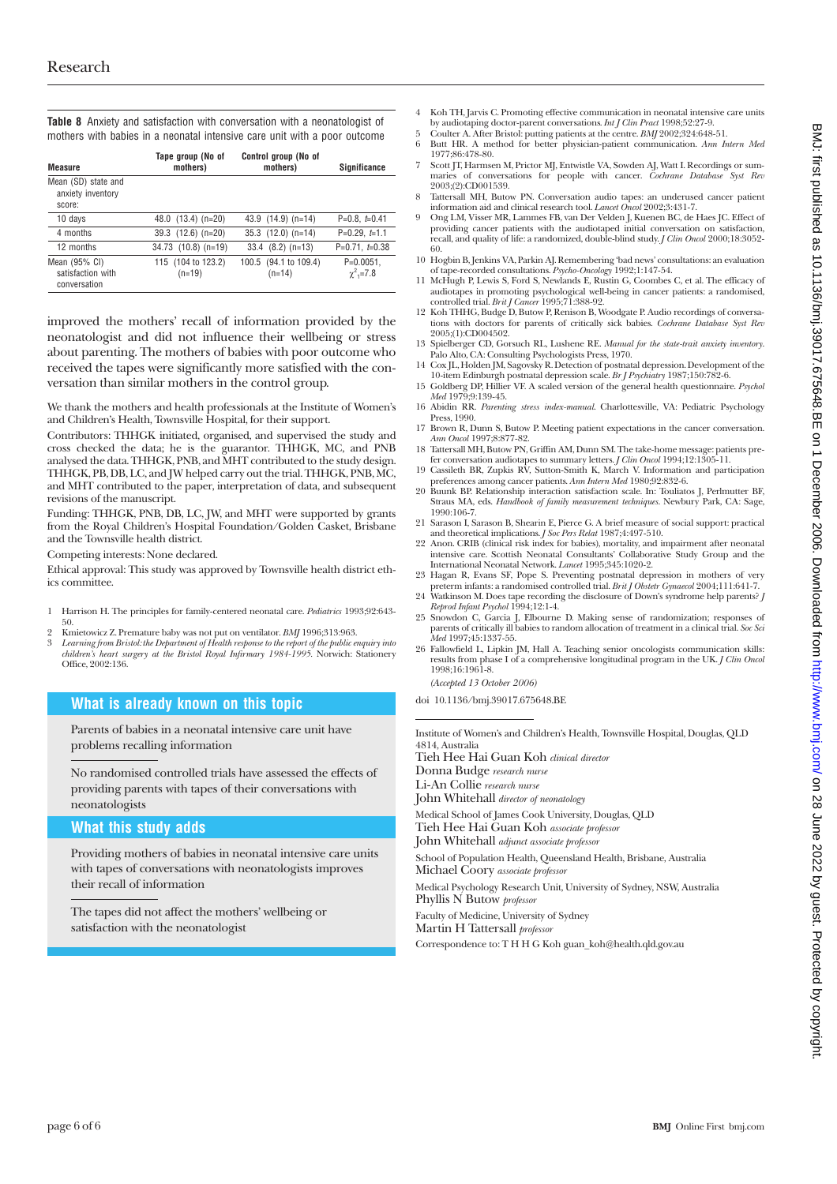**Table 8** Anxiety and satisfaction with conversation with a neonatologist of mothers with babies in a neonatal intensive care unit with a poor outcome

| Measure | Tape group (No of mothers) | Control group (No of mothers) | Significance |
|---|---|---|---|
| Mean (SD) state and anxiety inventory score: | | | |
| 10 days | 48.0 (13.4) (n=20) | 43.9 (14.9) (n=14) | P=0.8, $t$=0.41 |
| 4 months | 39.3 (12.6) (n=20) | 35.3 (12.0) (n=14) | P=0.29, $t$=1.1 |
| 12 months | 34.73 (10.8) (n=19) | 33.4 (8.2) (n=13) | P=0.71, $t$=0.38 |
| Mean (95% CI) satisfaction with conversation | 115 (104 to 123.2) (n=19) | 100.5 (94.1 to 109.4) (n=14) | P=0.0051, $\chi^2_1$=7.8 |

improved the mothers' recall of information provided by the neonatologist and did not influence their wellbeing or stress about parenting. The mothers of babies with poor outcome who received the tapes were significantly more satisfied with the conversation than similar mothers in the control group.

We thank the mothers and health professionals at the Institute of Women's and Children's Health, Townsville Hospital, for their support.

Contributors: THHGK initiated, organised, and supervised the study and cross checked the data; he is the guarantor. THHGK, MC, and PNB analysed the data. THHGK, PNB, and MHT contributed to the study design. THHGK, PB, DB, LC, and JW helped carry out the trial. THHGK, PNB, MC, and MHT contributed to the paper, interpretation of data, and subsequent revisions of the manuscript.

Funding: THHGK, PNB, DB, LC, JW, and MHT were supported by grants from the Royal Children's Hospital Foundation/Golden Casket, Brisbane and the Townsville health district.

Competing interests: None declared.

Ethical approval: This study was approved by Townsville health district ethics committee.

1 Harrison H. The principles for family-centered neonatal care. *Pediatrics* 1993;92:643-50.
2 Kmietowicz Z. Premature baby was not put on ventilator. *BMJ* 1996;313:963.
3 *Learning from Bristol: the Department of Health response to the report of the public enquiry into children's heart surgery at the Bristol Royal Infirmary 1984-1995.* Norwich: Stationery Office, 2002:136.
4 Koh TH, Jarvis C. Promoting effective communication in neonatal intensive care units by audiotaping doctor-parent conversations. *Int J Clin Pract* 1998;52:27-9.
5 Coulter A. After Bristol: putting patients at the centre. *BMJ* 2002;324:648-51.
6 Butt HR. A method for better physician-patient communication. *Ann Intern Med* 1977;86:478-80.
7 Scott JT, Harmsen M, Prictor MJ, Entwistle VA, Sowden AJ, Watt I. Recordings or summaries of conversations for people with cancer. *Cochrane Database Syst Rev* 2003;(2):CD001539.
8 Tattersall MH, Butow PN. Conversation audio tapes: an underused cancer patient information aid and clinical research tool. *Lancet Oncol* 2002;3:431-7.
9 Ong LM, Visser MR, Lammes FB, van Der Velden J, Kuenen BC, de Haes JC. Effect of providing cancer patients with the audiotaped initial conversation on satisfaction, recall, and quality of life: a randomized, double-blind study. *J Clin Oncol* 2000;18:3052-60.
10 Hogbin B, Jenkins VA, Parkin AJ. Remembering 'bad news' consultations: an evaluation of tape-recorded consultations. *Psycho-Oncology* 1992;1:147-54.
11 McHugh P, Lewis S, Ford S, Newlands E, Rustin G, Coombes C, et al. The efficacy of audiotapes in promoting psychological well-being in cancer patients: a randomised, controlled trial. *Brit J Cancer* 1995;71:388-92.
12 Koh THHG, Budge D, Butow P, Renison B, Woodgate P. Audio recordings of conversations with doctors for parents of critically sick babies. *Cochrane Database Syst Rev* 2005;(1):CD004502.
13 Spielberger CD, Gorsuch RL, Lushene RE. *Manual for the state-trait anxiety inventory.* Palo Alto, CA: Consulting Psychologists Press, 1970.
14 Cox JL, Holden JM, Sagovsky R. Detection of postnatal depression. Development of the 10-item Edinburgh postnatal depression scale. *Br J Psychiatry* 1987;150:782-6.
15 Goldberg DP, Hillier VF. A scaled version of the general health questionnaire. *Psychol Med* 1979;9:139-45.
16 Abidin RR. *Parenting stress index-manual.* Charlottesville, VA: Pediatric Psychology Press, 1990.
17 Brown R, Dunn S, Butow P. Meeting patient expectations in the cancer conversation. *Ann Oncol* 1997;8:877-82.
18 Tattersall MH, Butow PN, Griffin AM, Dunn SM. The take-home message: patients prefer conversation audiotapes to summary letters. *J Clin Oncol* 1994;12:1305-11.
19 Cassileth BR, Zupkis RV, Sutton-Smith K, March V. Information and participation preferences among cancer patients. *Ann Intern Med* 1980;92:832-6.
20 Buunk BP. Relationship interaction satisfaction scale. In: Touliatos J, Perlmutter BF, Straus MA, eds. *Handbook of family measurement techniques.* Newbury Park, CA: Sage, 1990:106-7.
21 Sarason I, Sarason B, Shearin E, Pierce G. A brief measure of social support: practical and theoretical implications. *J Soc Pers Relat* 1987;4:497-510.
22 Anon. CRIB (clinical risk index for babies), mortality, and impairment after neonatal intensive care. Scottish Neonatal Consultants' Collaborative Study Group and the International Neonatal Network. *Lancet* 1995;345:1020-2.
23 Hagan R, Evans SF, Pope S. Preventing postnatal depression in mothers of very preterm infants: a randomised controlled trial. *Brit J Obstetr Gynaecol* 2004;111:641-7.
24 Watkinson M. Does tape recording the disclosure of Down's syndrome help parents? *J Reprod Infant Psychol* 1994;12:1-4.
25 Snowdon C, Garcia J, Elbourne D. Making sense of randomization; responses of parents of critically ill babies to random allocation of treatment in a clinical trial. *Soc Sci Med* 1997;45:1337-55.
26 Fallowfield L, Lipkin JM, Hall A. Teaching senior oncologists communication skills: results from phase I of a comprehensive longitudinal program in the UK. *J Clin Oncol* 1998;16:1961-8.

*(Accepted 13 October 2006)*

doi 10.1136/bmj.39017.675648.BE

### What is already known on this topic

Parents of babies in a neonatal intensive care unit have problems recalling information

No randomised controlled trials have assessed the effects of providing parents with tapes of their conversations with neonatologists

### What this study adds

Providing mothers of babies in neonatal intensive care units with tapes of conversations with neonatologists improves their recall of information

The tapes did not affect the mothers' wellbeing or satisfaction with the neonatologist

Institute of Women's and Children's Health, Townsville Hospital, Douglas, QLD 4814, Australia
Tieh Hee Hai Guan Koh *clinical director*
Donna Budge *research nurse*
Li-An Collie *research nurse*
John Whitehall *director of neonatology*

Medical School of James Cook University, Douglas, QLD
Tieh Hee Hai Guan Koh *associate professor*
John Whitehall *adjunct associate professor*

School of Population Health, Queensland Health, Brisbane, Australia
Michael Coory *associate professor*

Medical Psychology Research Unit, University of Sydney, NSW, Australia
Phyllis N Butow *professor*

Faculty of Medicine, University of Sydney
Martin H Tattersall *professor*

Correspondence to: T H H G Koh guan_koh@health.qld.gov.au